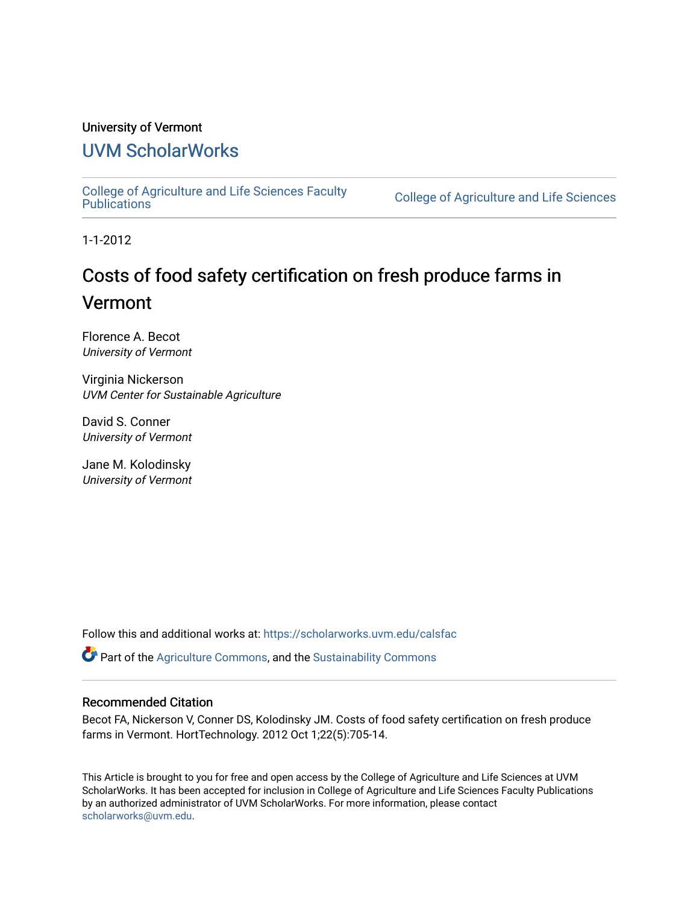University of Vermont

## UVM ScholarWorks

College of Agriculture and Life Sciences Faculty Publications | College of Agriculture and Life Sciences

1-1-2012

# Costs of food safety certification on fresh produce farms in Vermont

Florence A. Becot
*University of Vermont*

Virginia Nickerson
*UVM Center for Sustainable Agriculture*

David S. Conner
*University of Vermont*

Jane M. Kolodinsky
*University of Vermont*

Follow this and additional works at: https://scholarworks.uvm.edu/calsfac

Part of the Agriculture Commons, and the Sustainability Commons

### Recommended Citation

Becot FA, Nickerson V, Conner DS, Kolodinsky JM. Costs of food safety certification on fresh produce farms in Vermont. HortTechnology. 2012 Oct 1;22(5):705-14.

This Article is brought to you for free and open access by the College of Agriculture and Life Sciences at UVM ScholarWorks. It has been accepted for inclusion in College of Agriculture and Life Sciences Faculty Publications by an authorized administrator of UVM ScholarWorks. For more information, please contact scholarworks@uvm.edu.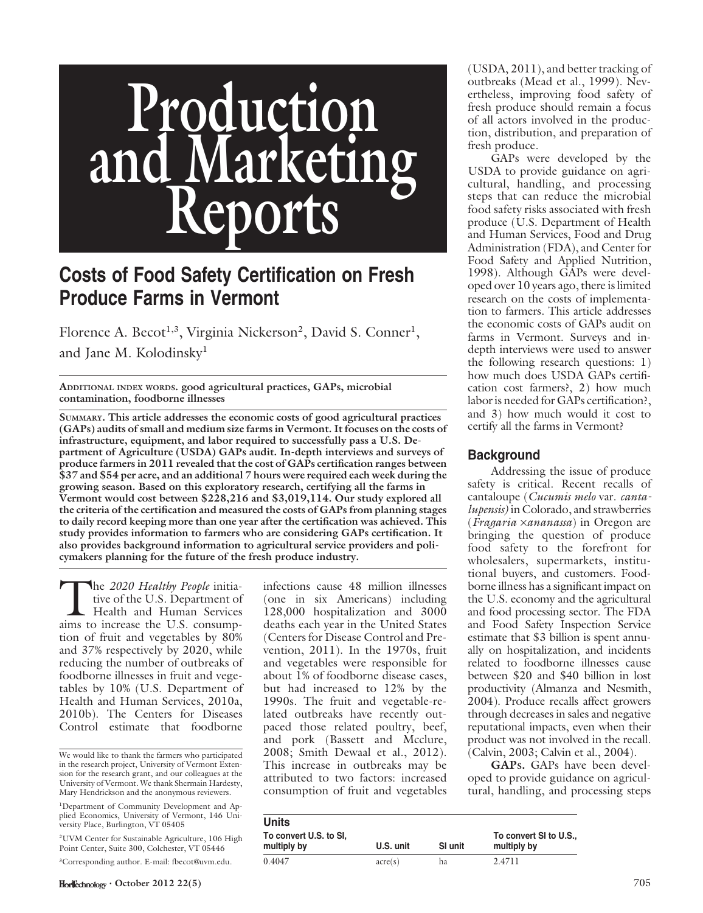# Production and Marketing Reports

## Costs of Food Safety Certification on Fresh Produce Farms in Vermont

Florence A. Becot[1,3], Virginia Nickerson[2], David S. Conner[1], and Jane M. Kolodinsky[1]

**Additional index words.** good agricultural practices, GAPs, microbial contamination, foodborne illnesses

**Summary.** This article addresses the economic costs of good agricultural practices (GAPs) audits of small and medium size farms in Vermont. It focuses on the costs of infrastructure, equipment, and labor required to successfully pass a U.S. Department of Agriculture (USDA) GAPs audit. In-depth interviews and surveys of produce farmers in 2011 revealed that the cost of GAPs certification ranges between $37 and $54 per acre, and an additional 7 hours were required each week during the growing season. Based on this exploratory research, certifying all the farms in Vermont would cost between $228,216 and $3,019,114. Our study explored all the criteria of the certification and measured the costs of GAPs from planning stages to daily record keeping more than one year after the certification was achieved. This study provides information to farmers who are considering GAPs certification. It also provides background information to agricultural service providers and policymakers planning for the future of the fresh produce industry.

The *2020 Healthy People* initiative of the U.S. Department of Health and Human Services aims to increase the U.S. consumption of fruit and vegetables by 80% and 37% respectively by 2020, while reducing the number of outbreaks of foodborne illnesses in fruit and vegetables by 10% (U.S. Department of Health and Human Services, 2010a, 2010b). The Centers for Diseases Control estimate that foodborne infections cause 48 million illnesses (one in six Americans) including 128,000 hospitalization and 3000 deaths each year in the United States (Centers for Disease Control and Prevention, 2011). In the 1970s, fruit and vegetables were responsible for about 1% of foodborne disease cases, but had increased to 12% by the 1990s. The fruit and vegetable-related outbreaks have recently outpaced those related poultry, beef, and pork (Bassett and Mcclure, 2008; Smith Dewaal et al., 2012). This increase in outbreaks may be attributed to two factors: increased consumption of fruit and vegetables (USDA, 2011), and better tracking of outbreaks (Mead et al., 1999). Nevertheless, improving food safety of fresh produce should remain a focus of all actors involved in the production, distribution, and preparation of fresh produce.

GAPs were developed by the USDA to provide guidance on agricultural, handling, and processing steps that can reduce the microbial food safety risks associated with fresh produce (U.S. Department of Health and Human Services, Food and Drug Administration (FDA), and Center for Food Safety and Applied Nutrition, 1998). Although GAPs were developed over 10 years ago, there is limited research on the costs of implementation to farmers. This article addresses the economic costs of GAPs audit on farms in Vermont. Surveys and in-depth interviews were used to answer the following research questions: 1) how much does USDA GAPs certification cost farmers?, 2) how much labor is needed for GAPs certification?, and 3) how much would it cost to certify all the farms in Vermont?

## Background

Addressing the issue of produce safety is critical. Recent recalls of cantaloupe (*Cucumis melo* var. *cantalupensis)* in Colorado, and strawberries (*Fragaria ×ananassa*) in Oregon are bringing the question of produce food safety to the forefront for wholesalers, supermarkets, institutional buyers, and customers. Foodborne illness has a significant impact on the U.S. economy and the agricultural and food processing sector. The FDA and Food Safety Inspection Service estimate that $3 billion is spent annually on hospitalization, and incidents related to foodborne illnesses cause between $20 and $40 billion in lost productivity (Almanza and Nesmith, 2004). Produce recalls affect growers through decreases in sales and negative reputational impacts, even when their product was not involved in the recall. (Calvin, 2003; Calvin et al., 2004).

**GAPs.** GAPs have been developed to provide guidance on agricultural, handling, and processing steps

| To convert U.S. to SI, multiply by | U.S. unit | SI unit | To convert SI to U.S., multiply by |
|---|---|---|---|
| 0.4047 | acre(s) | ha | 2.4711 |

We would like to thank the farmers who participated in the research project, University of Vermont Extension for the research grant, and our colleagues at the University of Vermont. We thank Shermain Hardesty, Mary Hendrickson and the anonymous reviewers.

[1]Department of Community Development and Applied Economics, University of Vermont, 146 University Place, Burlington, VT 05405

[2]UVM Center for Sustainable Agriculture, 106 High Point Center, Suite 300, Colchester, VT 05446

[3]Corresponding author. E-mail: fbecot@uvm.edu.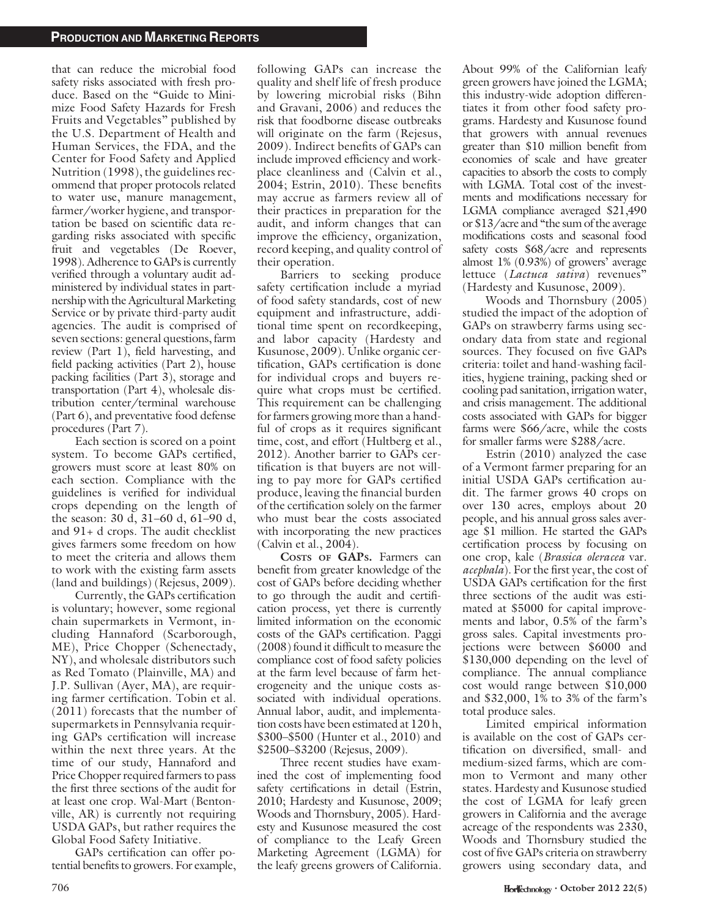that can reduce the microbial food safety risks associated with fresh produce. Based on the "Guide to Minimize Food Safety Hazards for Fresh Fruits and Vegetables" published by the U.S. Department of Health and Human Services, the FDA, and the Center for Food Safety and Applied Nutrition (1998), the guidelines recommend that proper protocols related to water use, manure management, farmer/worker hygiene, and transportation be based on scientific data regarding risks associated with specific fruit and vegetables (De Roever, 1998). Adherence to GAPs is currently verified through a voluntary audit administered by individual states in partnership with the Agricultural Marketing Service or by private third-party audit agencies. The audit is comprised of seven sections: general questions, farm review (Part 1), field harvesting, and field packing activities (Part 2), house packing facilities (Part 3), storage and transportation (Part 4), wholesale distribution center/terminal warehouse (Part 6), and preventative food defense procedures (Part 7).

Each section is scored on a point system. To become GAPs certified, growers must score at least 80% on each section. Compliance with the guidelines is verified for individual crops depending on the length of the season: 30 d, 31–60 d, 61–90 d, and 91+ d crops. The audit checklist gives farmers some freedom on how to meet the criteria and allows them to work with the existing farm assets (land and buildings) (Rejesus, 2009).

Currently, the GAPs certification is voluntary; however, some regional chain supermarkets in Vermont, including Hannaford (Scarborough, ME), Price Chopper (Schenectady, NY), and wholesale distributors such as Red Tomato (Plainville, MA) and J.P. Sullivan (Ayer, MA), are requiring farmer certification. Tobin et al. (2011) forecasts that the number of supermarkets in Pennsylvania requiring GAPs certification will increase within the next three years. At the time of our study, Hannaford and Price Chopper required farmers to pass the first three sections of the audit for at least one crop. Wal-Mart (Bentonville, AR) is currently not requiring USDA GAPs, but rather requires the Global Food Safety Initiative.

GAPs certification can offer potential benefits to growers. For example, following GAPs can increase the quality and shelf life of fresh produce by lowering microbial risks (Bihn and Gravani, 2006) and reduces the risk that foodborne disease outbreaks will originate on the farm (Rejesus, 2009). Indirect benefits of GAPs can include improved efficiency and workplace cleanliness and (Calvin et al., 2004; Estrin, 2010). These benefits may accrue as farmers review all of their practices in preparation for the audit, and inform changes that can improve the efficiency, organization, record keeping, and quality control of their operation.

Barriers to seeking produce safety certification include a myriad of food safety standards, cost of new equipment and infrastructure, additional time spent on recordkeeping, and labor capacity (Hardesty and Kusunose, 2009). Unlike organic certification, GAPs certification is done for individual crops and buyers require what crops must be certified. This requirement can be challenging for farmers growing more than a handful of crops as it requires significant time, cost, and effort (Hultberg et al., 2012). Another barrier to GAPs certification is that buyers are not willing to pay more for GAPs certified produce, leaving the financial burden of the certification solely on the farmer who must bear the costs associated with incorporating the new practices (Calvin et al., 2004).

**Costs of GAPs.** Farmers can benefit from greater knowledge of the cost of GAPs before deciding whether to go through the audit and certification process, yet there is currently limited information on the economic costs of the GAPs certification. Paggi (2008) found it difficult to measure the compliance cost of food safety policies at the farm level because of farm heterogeneity and the unique costs associated with individual operations. Annual labor, audit, and implementation costs have been estimated at 120 h, \$300–\$500 (Hunter et al., 2010) and \$2500–\$3200 (Rejesus, 2009).

Three recent studies have examined the cost of implementing food safety certifications in detail (Estrin, 2010; Hardesty and Kusunose, 2009; Woods and Thornsbury, 2005). Hardesty and Kusunose measured the cost of compliance to the Leafy Green Marketing Agreement (LGMA) for the leafy greens growers of California. About 99% of the Californian leafy green growers have joined the LGMA; this industry-wide adoption differentiates it from other food safety programs. Hardesty and Kusunose found that growers with annual revenues greater than \$10 million benefit from economies of scale and have greater capacities to absorb the costs to comply with LGMA. Total cost of the investments and modifications necessary for LGMA compliance averaged \$21,490 or \$13/acre and "the sum of the average modifications costs and seasonal food safety costs \$68/acre and represents almost 1% (0.93%) of growers' average lettuce (*Lactuca sativa*) revenues" (Hardesty and Kusunose, 2009).

Woods and Thornsbury (2005) studied the impact of the adoption of GAPs on strawberry farms using secondary data from state and regional sources. They focused on five GAPs criteria: toilet and hand-washing facilities, hygiene training, packing shed or cooling pad sanitation, irrigation water, and crisis management. The additional costs associated with GAPs for bigger farms were \$66/acre, while the costs for smaller farms were \$288/acre.

Estrin (2010) analyzed the case of a Vermont farmer preparing for an initial USDA GAPs certification audit. The farmer grows 40 crops on over 130 acres, employs about 20 people, and his annual gross sales average \$1 million. He started the GAPs certification process by focusing on one crop, kale (*Brassica oleracea* var. *acephala*). For the first year, the cost of USDA GAPs certification for the first three sections of the audit was estimated at \$5000 for capital improvements and labor, 0.5% of the farm's gross sales. Capital investments projections were between \$6000 and \$130,000 depending on the level of compliance. The annual compliance cost would range between \$10,000 and \$32,000, 1% to 3% of the farm's total produce sales.

Limited empirical information is available on the cost of GAPs certification on diversified, small- and medium-sized farms, which are common to Vermont and many other states. Hardesty and Kusunose studied the cost of LGMA for leafy green growers in California and the average acreage of the respondents was 2330, Woods and Thornsbury studied the cost of five GAPs criteria on strawberry growers using secondary data, and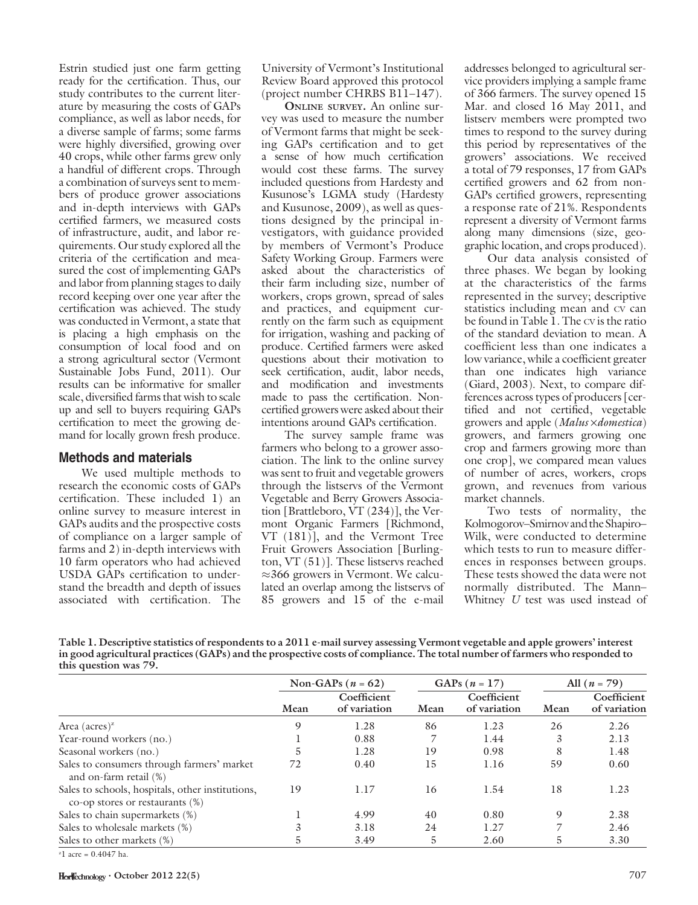Estrin studied just one farm getting ready for the certification. Thus, our study contributes to the current literature by measuring the costs of GAPs compliance, as well as labor needs, for a diverse sample of farms; some farms were highly diversified, growing over 40 crops, while other farms grew only a handful of different crops. Through a combination of surveys sent to members of produce grower associations and in-depth interviews with GAPs certified farmers, we measured costs of infrastructure, audit, and labor requirements. Our study explored all the criteria of the certification and measured the cost of implementing GAPs and labor from planning stages to daily record keeping over one year after the certification was achieved. The study was conducted in Vermont, a state that is placing a high emphasis on the consumption of local food and on a strong agricultural sector (Vermont Sustainable Jobs Fund, 2011). Our results can be informative for smaller scale, diversified farms that wish to scale up and sell to buyers requiring GAPs certification to meet the growing demand for locally grown fresh produce.

## Methods and materials

We used multiple methods to research the economic costs of GAPs certification. These included 1) an online survey to measure interest in GAPs audits and the prospective costs of compliance on a larger sample of farms and 2) in-depth interviews with 10 farm operators who had achieved USDA GAPs certification to understand the breadth and depth of issues associated with certification. The University of Vermont's Institutional Review Board approved this protocol (project number CHRBS B11–147).

**Online survey.** An online survey was used to measure the number of Vermont farms that might be seeking GAPs certification and to get a sense of how much certification would cost these farms. The survey included questions from Hardesty and Kusunose's LGMA study (Hardesty and Kusunose, 2009), as well as questions designed by the principal investigators, with guidance provided by members of Vermont's Produce Safety Working Group. Farmers were asked about the characteristics of their farm including size, number of workers, crops grown, spread of sales and practices, and equipment currently on the farm such as equipment for irrigation, washing and packing of produce. Certified farmers were asked questions about their motivation to seek certification, audit, labor needs, and modification and investments made to pass the certification. Noncertified growers were asked about their intentions around GAPs certification.

The survey sample frame was farmers who belong to a grower association. The link to the online survey was sent to fruit and vegetable growers through the listservs of the Vermont Vegetable and Berry Growers Association [Brattleboro, VT (234)], the Vermont Organic Farmers [Richmond, VT (181)], and the Vermont Tree Fruit Growers Association [Burlington, VT (51)]. These listservs reached ≈366 growers in Vermont. We calculated an overlap among the listservs of 85 growers and 15 of the e-mail addresses belonged to agricultural service providers implying a sample frame of 366 farmers. The survey opened 15 Mar. and closed 16 May 2011, and listserv members were prompted two times to respond to the survey during this period by representatives of the growers' associations. We received a total of 79 responses, 17 from GAPs certified growers and 62 from non-GAPs certified growers, representing a response rate of 21%. Respondents represent a diversity of Vermont farms along many dimensions (size, geographic location, and crops produced).

Our data analysis consisted of three phases. We began by looking at the characteristics of the farms represented in the survey; descriptive statistics including mean and CV can be found in Table 1. The CV is the ratio of the standard deviation to mean. A coefficient less than one indicates a low variance, while a coefficient greater than one indicates high variance (Giard, 2003). Next, to compare differences across types of producers [certified and not certified, vegetable growers and apple (*Malus* ×*domestica*) growers, and farmers growing one crop and farmers growing more than one crop], we compared mean values of number of acres, workers, crops grown, and revenues from various market channels.

Two tests of normality, the Kolmogorov–Smirnov and the Shapiro–Wilk, were conducted to determine which tests to run to measure differences in responses between groups. These tests showed the data were not normally distributed. The Mann–Whitney *U* test was used instead of

**Table 1. Descriptive statistics of respondents to a 2011 e-mail survey assessing Vermont vegetable and apple growers' interest in good agricultural practices (GAPs) and the prospective costs of compliance. The total number of farmers who responded to this question was 79.**

| | Non-GAPs ($n$ = 62) | | GAPs ($n$ = 17) | | All ($n$ = 79) | |
|---|---|---|---|---|---|---|
| | Mean | Coefficient of variation | Mean | Coefficient of variation | Mean | Coefficient of variation |
| Area (acres)[z] | 9 | 1.28 | 86 | 1.23 | 26 | 2.26 |
| Year-round workers (no.) | 1 | 0.88 | 7 | 1.44 | 3 | 2.13 |
| Seasonal workers (no.) | 5 | 1.28 | 19 | 0.98 | 8 | 1.48 |
| Sales to consumers through farmers' market and on-farm retail (%) | 72 | 0.40 | 15 | 1.16 | 59 | 0.60 |
| Sales to schools, hospitals, other institutions, co-op stores or restaurants (%) | 19 | 1.17 | 16 | 1.54 | 18 | 1.23 |
| Sales to chain supermarkets (%) | 1 | 4.99 | 40 | 0.80 | 9 | 2.38 |
| Sales to wholesale markets (%) | 3 | 3.18 | 24 | 1.27 | 7 | 2.46 |
| Sales to other markets (%) | 5 | 3.49 | 5 | 2.60 | 5 | 3.30 |

[z]1 acre = 0.4047 ha.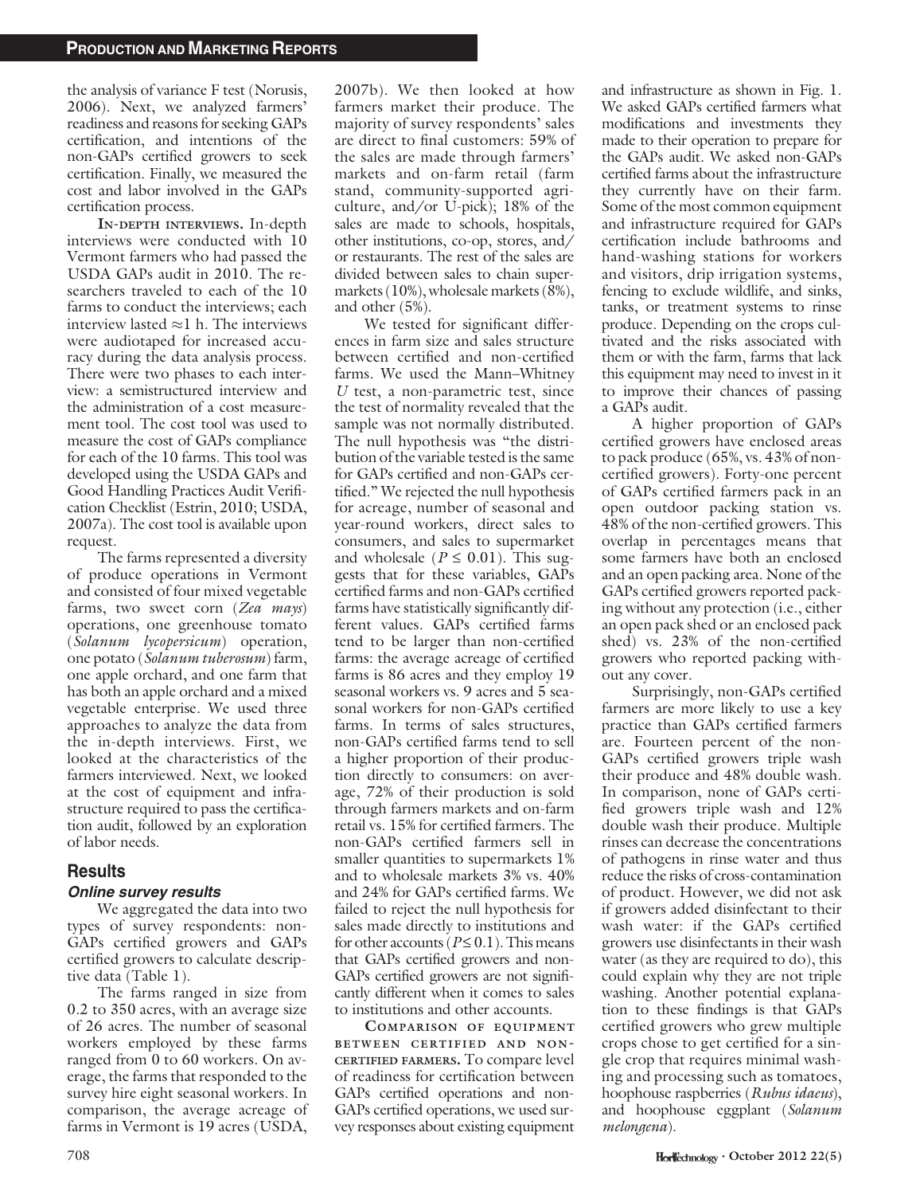the analysis of variance F test (Norusis, 2006). Next, we analyzed farmers' readiness and reasons for seeking GAPs certification, and intentions of the non-GAPs certified growers to seek certification. Finally, we measured the cost and labor involved in the GAPs certification process.

**In-depth interviews.** In-depth interviews were conducted with 10 Vermont farmers who had passed the USDA GAPs audit in 2010. The researchers traveled to each of the 10 farms to conduct the interviews; each interview lasted ≈1 h. The interviews were audiotaped for increased accuracy during the data analysis process. There were two phases to each interview: a semistructured interview and the administration of a cost measurement tool. The cost tool was used to measure the cost of GAPs compliance for each of the 10 farms. This tool was developed using the USDA GAPs and Good Handling Practices Audit Verification Checklist (Estrin, 2010; USDA, 2007a). The cost tool is available upon request.

The farms represented a diversity of produce operations in Vermont and consisted of four mixed vegetable farms, two sweet corn (*Zea mays*) operations, one greenhouse tomato (*Solanum lycopersicum*) operation, one potato (*Solanum tuberosum*) farm, one apple orchard, and one farm that has both an apple orchard and a mixed vegetable enterprise. We used three approaches to analyze the data from the in-depth interviews. First, we looked at the characteristics of the farmers interviewed. Next, we looked at the cost of equipment and infrastructure required to pass the certification audit, followed by an exploration of labor needs.

## Results

### *Online survey results*

We aggregated the data into two types of survey respondents: non-GAPs certified growers and GAPs certified growers to calculate descriptive data (Table 1).

The farms ranged in size from 0.2 to 350 acres, with an average size of 26 acres. The number of seasonal workers employed by these farms ranged from 0 to 60 workers. On average, the farms that responded to the survey hire eight seasonal workers. In comparison, the average acreage of farms in Vermont is 19 acres (USDA, 2007b). We then looked at how farmers market their produce. The majority of survey respondents' sales are direct to final customers: 59% of the sales are made through farmers' markets and on-farm retail (farm stand, community-supported agriculture, and/or U-pick); 18% of the sales are made to schools, hospitals, other institutions, co-op, stores, and/or restaurants. The rest of the sales are divided between sales to chain supermarkets (10%), wholesale markets (8%), and other (5%).

We tested for significant differences in farm size and sales structure between certified and non-certified farms. We used the Mann–Whitney *U* test, a non-parametric test, since the test of normality revealed that the sample was not normally distributed. The null hypothesis was "the distribution of the variable tested is the same for GAPs certified and non-GAPs certified." We rejected the null hypothesis for acreage, number of seasonal and year-round workers, direct sales to consumers, and sales to supermarket and wholesale ($P \leq 0.01$). This suggests that for these variables, GAPs certified farms and non-GAPs certified farms have statistically significantly different values. GAPs certified farms tend to be larger than non-certified farms: the average acreage of certified farms is 86 acres and they employ 19 seasonal workers vs. 9 acres and 5 seasonal workers for non-GAPs certified farms. In terms of sales structures, non-GAPs certified farms tend to sell a higher proportion of their production directly to consumers: on average, 72% of their production is sold through farmers markets and on-farm retail vs. 15% for certified farmers. The non-GAPs certified farmers sell in smaller quantities to supermarkets 1% and to wholesale markets 3% vs. 40% and 24% for GAPs certified farms. We failed to reject the null hypothesis for sales made directly to institutions and for other accounts ($P \leq 0.1$). This means that GAPs certified growers and non-GAPs certified growers are not significantly different when it comes to sales to institutions and other accounts.

**Comparison of equipment between certified and non-certified farmers.** To compare level of readiness for certification between GAPs certified operations and non-GAPs certified operations, we used survey responses about existing equipment and infrastructure as shown in Fig. 1. We asked GAPs certified farmers what modifications and investments they made to their operation to prepare for the GAPs audit. We asked non-GAPs certified farms about the infrastructure they currently have on their farm. Some of the most common equipment and infrastructure required for GAPs certification include bathrooms and hand-washing stations for workers and visitors, drip irrigation systems, fencing to exclude wildlife, and sinks, tanks, or treatment systems to rinse produce. Depending on the crops cultivated and the risks associated with them or with the farm, farms that lack this equipment may need to invest in it to improve their chances of passing a GAPs audit.

A higher proportion of GAPs certified growers have enclosed areas to pack produce (65%, vs. 43% of non-certified growers). Forty-one percent of GAPs certified farmers pack in an open outdoor packing station vs. 48% of the non-certified growers. This overlap in percentages means that some farmers have both an enclosed and an open packing area. None of the GAPs certified growers reported packing without any protection (i.e., either an open pack shed or an enclosed pack shed) vs. 23% of the non-certified growers who reported packing without any cover.

Surprisingly, non-GAPs certified farmers are more likely to use a key practice than GAPs certified farmers are. Fourteen percent of the non-GAPs certified growers triple wash their produce and 48% double wash. In comparison, none of GAPs certified growers triple wash and 12% double wash their produce. Multiple rinses can decrease the concentrations of pathogens in rinse water and thus reduce the risks of cross-contamination of product. However, we did not ask if growers added disinfectant to their wash water: if the GAPs certified growers use disinfectants in their wash water (as they are required to do), this could explain why they are not triple washing. Another potential explanation to these findings is that GAPs certified growers who grew multiple crops chose to get certified for a single crop that requires minimal washing and processing such as tomatoes, hoophouse raspberries (*Rubus idaeus*), and hoophouse eggplant (*Solanum melongena*).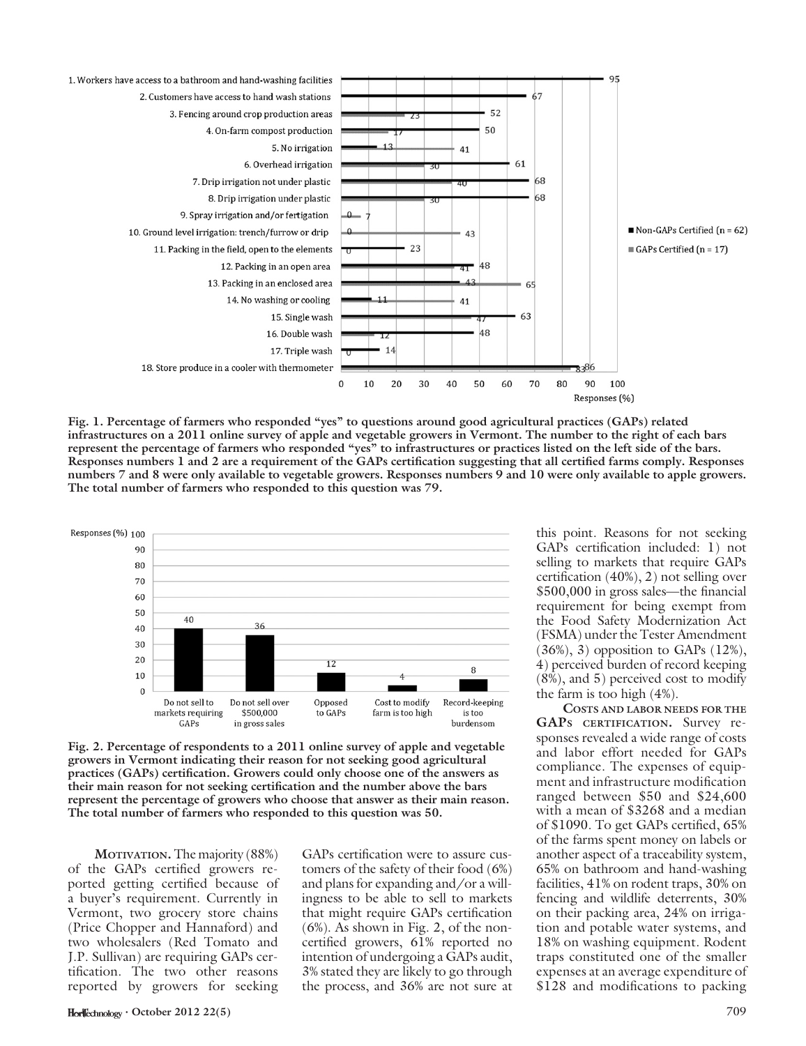Fig. 1. Percentage of farmers who responded "yes" to questions around good agricultural practices (GAPs) related infrastructures on a 2011 online survey of apple and vegetable growers in Vermont. The number to the right of each bars represent the percentage of farmers who responded "yes" to infrastructures or practices listed on the left side of the bars. Responses numbers 1 and 2 are a requirement of the GAPs certification suggesting that all certified farms comply. Responses numbers 7 and 8 were only available to vegetable growers. Responses numbers 9 and 10 were only available to apple growers. The total number of farmers who responded to this question was 79.

Fig. 2. Percentage of respondents to a 2011 online survey of apple and vegetable growers in Vermont indicating their reason for not seeking good agricultural practices (GAPs) certification. Growers could only choose one of the answers as their main reason for not seeking certification and the number above the bars represent the percentage of growers who choose that answer as their main reason. The total number of farmers who responded to this question was 50.

**Motivation.** The majority (88%) of the GAPs certified growers reported getting certified because of a buyer's requirement. Currently in Vermont, two grocery store chains (Price Chopper and Hannaford) and two wholesalers (Red Tomato and J.P. Sullivan) are requiring GAPs certification. The two other reasons reported by growers for seeking GAPs certification were to assure customers of the safety of their food (6%) and plans for expanding and/or a willingness to be able to sell to markets that might require GAPs certification (6%). As shown in Fig. 2, of the non-certified growers, 61% reported no intention of undergoing a GAPs audit, 3% stated they are likely to go through the process, and 36% are not sure at this point. Reasons for not seeking GAPs certification included: 1) not selling to markets that require GAPs certification (40%), 2) not selling over $500,000 in gross sales—the financial requirement for being exempt from the Food Safety Modernization Act (FSMA) under the Tester Amendment (36%), 3) opposition to GAPs (12%), 4) perceived burden of record keeping (8%), and 5) perceived cost to modify the farm is too high (4%).

**Costs and labor needs for the GAPs certification.** Survey responses revealed a wide range of costs and labor effort needed for GAPs compliance. The expenses of equipment and infrastructure modification ranged between $50 and $24,600 with a mean of $3268 and a median of $1090. To get GAPs certified, 65% of the farms spent money on labels or another aspect of a traceability system, 65% on bathroom and hand-washing facilities, 41% on rodent traps, 30% on fencing and wildlife deterrents, 30% on their packing area, 24% on irrigation and potable water systems, and 18% on washing equipment. Rodent traps constituted one of the smaller expenses at an average expenditure of $128 and modifications to packing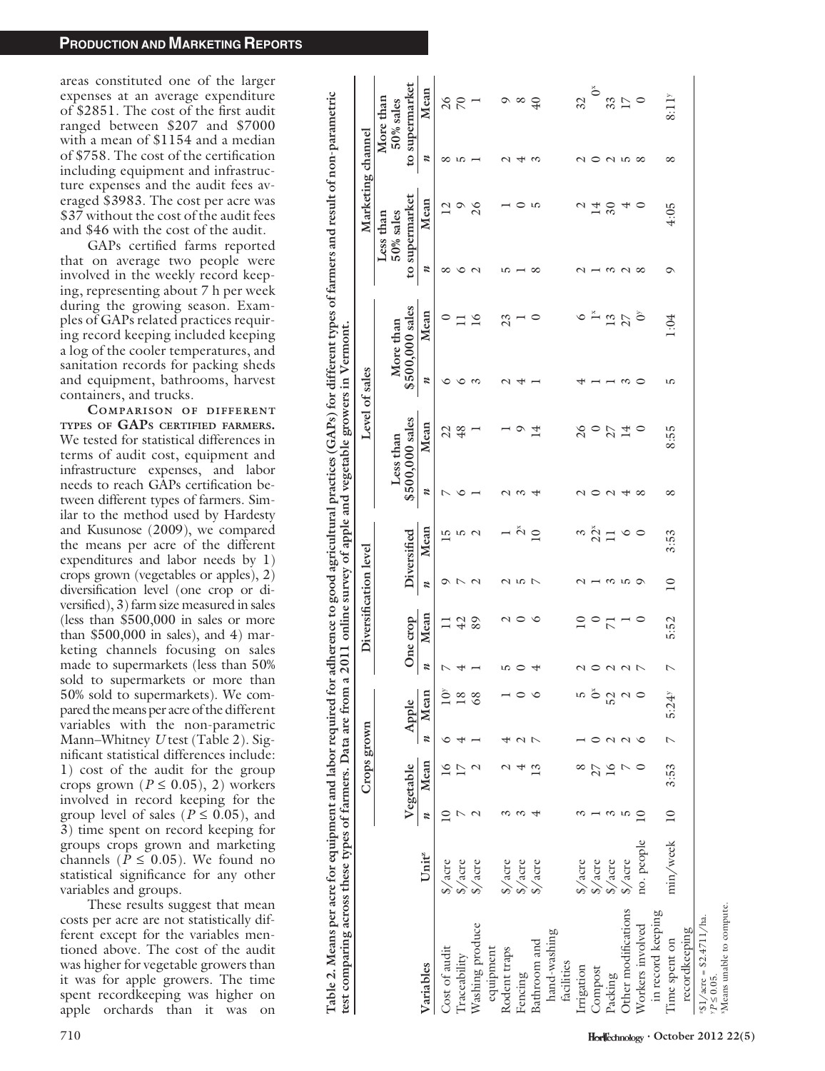areas constituted one of the larger expenses at an average expenditure of $2851. The cost of the first audit ranged between $207 and $7000 with a mean of $1154 and a median of $758. The cost of the certification including equipment and infrastructure expenses and the audit fees averaged $3983. The cost per acre was $37 without the cost of the audit fees and $46 with the cost of the audit.

GAPs certified farms reported that on average two people were involved in the weekly record keeping, representing about 7 h per week during the growing season. Examples of GAPs related practices requiring record keeping included keeping a log of the cooler temperatures, and sanitation records for packing sheds and equipment, bathrooms, harvest containers, and trucks.

**Comparison of different types of GAPs certified farmers.** We tested for statistical differences in terms of audit cost, equipment and infrastructure expenses, and labor needs to reach GAPs certification between different types of farmers. Similar to the method used by Hardesty and Kusunose (2009), we compared the means per acre of the different expenditures and labor needs by 1) crops grown (vegetables or apples), 2) diversification level (one crop or diversified), 3) farm size measured in sales (less than $500,000 in sales or more than $500,000 in sales), and 4) marketing channels focusing on sales made to supermarkets (less than 50% sold to supermarkets or more than 50% sold to supermarkets). We compared the means per acre of the different variables with the non-parametric Mann–Whitney *U* test (Table 2). Significant statistical differences include: 1) cost of the audit for the group crops grown ($P \leq 0.05$), 2) workers involved in record keeping for the group level of sales ($P \leq 0.05$), and 3) time spent on record keeping for groups crops grown and marketing channels ($P \leq 0.05$). We found no statistical significance for any other variables and groups.

These results suggest that mean costs per acre are not statistically different except for the variables mentioned above. The cost of the audit was higher for vegetable growers than it was for apple growers. The time spent recordkeeping was higher on apple orchards than it was on

**Table 2. Means per acre for equipment and labor required for adherence to good agricultural practices (GAPs) for different types of farmers and result of non-parametric test comparing across these types of farmers. Data are from a 2011 online survey of apple and vegetable growers in Vermont.**

| | | Crops grown | | | | Diversification level | | | | Level of sales | | | | Marketing channel | | | |
|---|---|---|---|---|---|---|---|---|---|---|---|---|---|---|---|---|---|
| | | Vegetable | | Apple | | One crop | | Diversified | | Less than $500,000 sales | | More than $500,000 sales | | Less than 50% sales to supermarket | | More than 50% sales to supermarket | |
| Variables | Unit[z] | *n* | Mean | *n* | Mean | *n* | Mean | *n* | Mean | *n* | Mean | *n* | Mean | *n* | Mean | *n* | Mean |
| Cost of audit | $/acre | 10 | 16 | 6 | 10[y] | 7 | 11 | 9 | 15 | 7 | 22 | 6 | 0 | 8 | 12 | 8 | 26 |
| Traceability | $/acre | 7 | 17 | 4 | 18 | 4 | 42 | 7 | 5 | 6 | 48 | 6 | 11 | 6 | 9 | 5 | 70 |
| Washing produce equipment | $/acre | 2 | 2 | 1 | 68 | 1 | 89 | 2 | 2 | 1 | 1 | 3 | 16 | 2 | 26 | 1 | 1 |
| Rodent traps | $/acre | 3 | 2 | 4 | 1 | 5 | 2 | 2 | 1 | 2 | 1 | 2 | 23 | 5 | 1 | 2 | 9 |
| Fencing | $/acre | 3 | 4 | 2 | 0 | 0 | 0 | 5 | 2[x] | 3 | 9 | 4 | 1 | 1 | 0 | 4 | 8 |
| Bathroom and hand-washing facilities | $/acre | 4 | 13 | 7 | 6 | 4 | 6 | 7 | 10 | 4 | 14 | 1 | 0 | 8 | 5 | 3 | 40 |
| Irrigation | $/acre | 3 | 8 | 1 | 5 | 2 | 10 | 2 | 3 | 2 | 26 | 4 | 6 | 2 | 2 | 2 | 32 |
| Compost | $/acre | 1 | 27 | 0 | 0[x] | 0 | 0 | 1 | 22[x] | 0 | 0 | 1 | 1[x] | 1 | 14 | 0 | 0[x] |
| Packing | $/acre | 3 | 16 | 2 | 52 | 2 | 71 | 3 | 11 | 2 | 27 | 1 | 13 | 3 | 30 | 2 | 33 |
| Other modifications | $/acre | 5 | 7 | 2 | 2 | 2 | 1 | 5 | 6 | 4 | 14 | 3 | 27 | 2 | 4 | 5 | 17 |
| Workers involved in record keeping | no. people | 10 | 0 | 6 | 0 | 7 | 0 | 9 | 0 | 8 | 0 | 0 | 0[y] | 8 | 0 | 8 | 0 |
| Time spent on recordkeeping | min/week | 10 | 3:53 | 7 | 5:24[y] | 7 | 5:52 | 10 | 3:53 | 8 | 8:55 | 5 | 1:04 | 9 | 4:05 | 8 | 8:11[y] |

[z]$1/acre = $2.4711/ha.
[y]$P \leq 0.05$.
[x]Means unable to compute.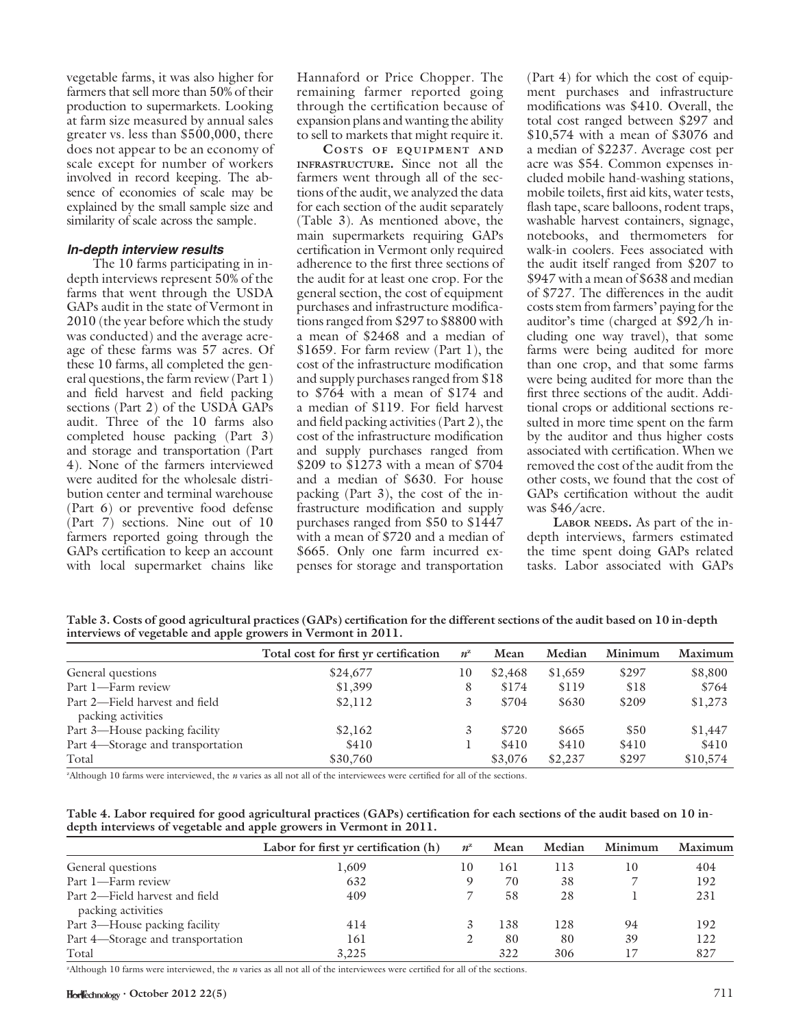vegetable farms, it was also higher for farmers that sell more than 50% of their production to supermarkets. Looking at farm size measured by annual sales greater vs. less than $500,000, there does not appear to be an economy of scale except for number of workers involved in record keeping. The absence of economies of scale may be explained by the small sample size and similarity of scale across the sample.

### *In-depth interview results*

The 10 farms participating in in-depth interviews represent 50% of the farms that went through the USDA GAPs audit in the state of Vermont in 2010 (the year before which the study was conducted) and the average acreage of these farms was 57 acres. Of these 10 farms, all completed the general questions, the farm review (Part 1) and field harvest and field packing sections (Part 2) of the USDA GAPs audit. Three of the 10 farms also completed house packing (Part 3) and storage and transportation (Part 4). None of the farmers interviewed were audited for the wholesale distribution center and terminal warehouse (Part 6) or preventive food defense (Part 7) sections. Nine out of 10 farmers reported going through the GAPs certification to keep an account with local supermarket chains like Hannaford or Price Chopper. The remaining farmer reported going through the certification because of expansion plans and wanting the ability to sell to markets that might require it.

**Costs of equipment and infrastructure.** Since not all the farmers went through all of the sections of the audit, we analyzed the data for each section of the audit separately (Table 3). As mentioned above, the main supermarkets requiring GAPs certification in Vermont only required adherence to the first three sections of the audit for at least one crop. For the general section, the cost of equipment purchases and infrastructure modifications ranged from $297 to $8800 with a mean of $2468 and a median of $1659. For farm review (Part 1), the cost of the infrastructure modification and supply purchases ranged from $18 to $764 with a mean of $174 and a median of $119. For field harvest and field packing activities (Part 2), the cost of the infrastructure modification and supply purchases ranged from $209 to $1273 with a mean of $704 and a median of $630. For house packing (Part 3), the cost of the infrastructure modification and supply purchases ranged from $50 to $1447 with a mean of $720 and a median of $665. Only one farm incurred expenses for storage and transportation (Part 4) for which the cost of equipment purchases and infrastructure modifications was $410. Overall, the total cost ranged between $297 and $10,574 with a mean of $3076 and a median of $2237. Average cost per acre was $54. Common expenses included mobile hand-washing stations, mobile toilets, first aid kits, water tests, flash tape, scare balloons, rodent traps, washable harvest containers, signage, notebooks, and thermometers for walk-in coolers. Fees associated with the audit itself ranged from $207 to $947 with a mean of $638 and median of $727. The differences in the audit costs stem from farmers' paying for the auditor's time (charged at $92/h including one way travel), that some farms were being audited for more than one crop, and that some farms were being audited for more than the first three sections of the audit. Additional crops or additional sections resulted in more time spent on the farm by the auditor and thus higher costs associated with certification. When we removed the cost of the audit from the other costs, we found that the cost of GAPs certification without the audit was $46/acre.

**Labor needs.** As part of the in-depth interviews, farmers estimated the time spent doing GAPs related tasks. Labor associated with GAPs

**Table 3. Costs of good agricultural practices (GAPs) certification for the different sections of the audit based on 10 in-depth interviews of vegetable and apple growers in Vermont in 2011.**

| | Total cost for first yr certification | $n^z$ | Mean | Median | Minimum | Maximum |
|---|---|---|---|---|---|---|
| General questions | $24,677 | 10 | $2,468 | $1,659 | $297 | $8,800 |
| Part 1—Farm review | $1,399 | 8 | $174 | $119 | $18 | $764 |
| Part 2—Field harvest and field packing activities | $2,112 | 3 | $704 | $630 | $209 | $1,273 |
| Part 3—House packing facility | $2,162 | 3 | $720 | $665 | $50 | $1,447 |
| Part 4—Storage and transportation | $410 | 1 | $410 | $410 | $410 | $410 |
| Total | $30,760 | | $3,076 | $2,237 | $297 | $10,574 |

[z]Although 10 farms were interviewed, the *n* varies as all not all of the interviewees were certified for all of the sections.

**Table 4. Labor required for good agricultural practices (GAPs) certification for each sections of the audit based on 10 in-depth interviews of vegetable and apple growers in Vermont in 2011.**

| | Labor for first yr certification (h) | $n^z$ | Mean | Median | Minimum | Maximum |
|---|---|---|---|---|---|---|
| General questions | 1,609 | 10 | 161 | 113 | 10 | 404 |
| Part 1—Farm review | 632 | 9 | 70 | 38 | 7 | 192 |
| Part 2—Field harvest and field packing activities | 409 | 7 | 58 | 28 | 1 | 231 |
| Part 3—House packing facility | 414 | 3 | 138 | 128 | 94 | 192 |
| Part 4—Storage and transportation | 161 | 2 | 80 | 80 | 39 | 122 |
| Total | 3,225 | | 322 | 306 | 17 | 827 |

[z]Although 10 farms were interviewed, the *n* varies as all not all of the interviewees were certified for all of the sections.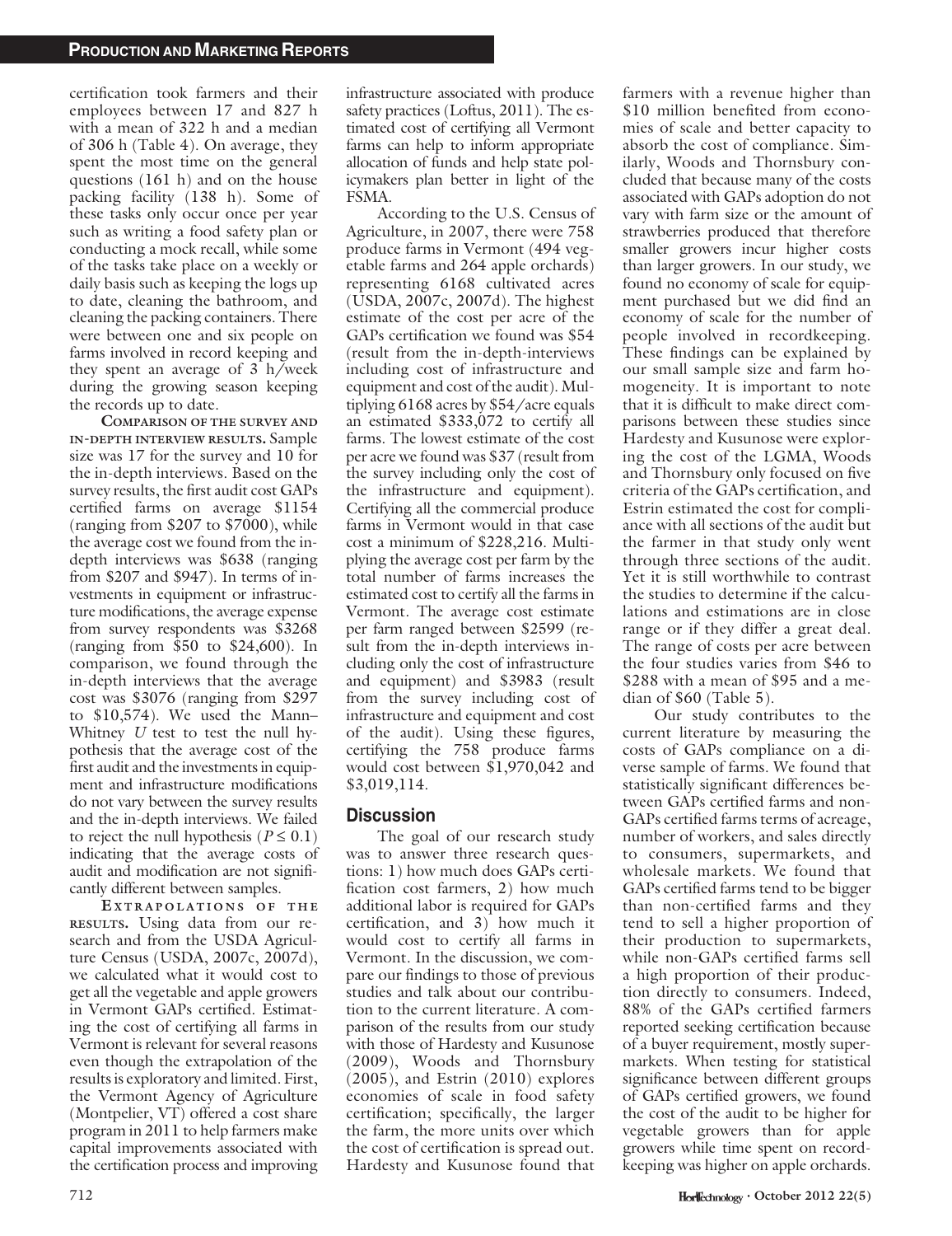certification took farmers and their employees between 17 and 827 h with a mean of 322 h and a median of 306 h (Table 4). On average, they spent the most time on the general questions (161 h) and on the house packing facility (138 h). Some of these tasks only occur once per year such as writing a food safety plan or conducting a mock recall, while some of the tasks take place on a weekly or daily basis such as keeping the logs up to date, cleaning the bathroom, and cleaning the packing containers. There were between one and six people on farms involved in record keeping and they spent an average of 3 h/week during the growing season keeping the records up to date.

**Comparison of the survey and in-depth interview results.** Sample size was 17 for the survey and 10 for the in-depth interviews. Based on the survey results, the first audit cost GAPs certified farms on average $1154 (ranging from $207 to $7000), while the average cost we found from the in-depth interviews was $638 (ranging from $207 and $947). In terms of investments in equipment or infrastructure modifications, the average expense from survey respondents was $3268 (ranging from $50 to $24,600). In comparison, we found through the in-depth interviews that the average cost was $3076 (ranging from $297 to $10,574). We used the Mann–Whitney *U* test to test the null hypothesis that the average cost of the first audit and the investments in equipment and infrastructure modifications do not vary between the survey results and the in-depth interviews. We failed to reject the null hypothesis ($P \leq 0.1$) indicating that the average costs of audit and modification are not significantly different between samples.

**Extrapolations of the results.** Using data from our research and from the USDA Agriculture Census (USDA, 2007c, 2007d), we calculated what it would cost to get all the vegetable and apple growers in Vermont GAPs certified. Estimating the cost of certifying all farms in Vermont is relevant for several reasons even though the extrapolation of the results is exploratory and limited. First, the Vermont Agency of Agriculture (Montpelier, VT) offered a cost share program in 2011 to help farmers make capital improvements associated with the certification process and improving infrastructure associated with produce safety practices (Loftus, 2011). The estimated cost of certifying all Vermont farms can help to inform appropriate allocation of funds and help state policymakers plan better in light of the FSMA.

According to the U.S. Census of Agriculture, in 2007, there were 758 produce farms in Vermont (494 vegetable farms and 264 apple orchards) representing 6168 cultivated acres (USDA, 2007c, 2007d). The highest estimate of the cost per acre of the GAPs certification we found was $54 (result from the in-depth-interviews including cost of infrastructure and equipment and cost of the audit). Multiplying 6168 acres by $54/acre equals an estimated $333,072 to certify all farms. The lowest estimate of the cost per acre we found was $37 (result from the survey including only the cost of the infrastructure and equipment). Certifying all the commercial produce farms in Vermont would in that case cost a minimum of $228,216. Multiplying the average cost per farm by the total number of farms increases the estimated cost to certify all the farms in Vermont. The average cost estimate per farm ranged between $2599 (result from the in-depth interviews including only the cost of infrastructure and equipment) and $3983 (result from the survey including cost of infrastructure and equipment and cost of the audit). Using these figures, certifying the 758 produce farms would cost between $1,970,042 and $3,019,114.

## Discussion

The goal of our research study was to answer three research questions: 1) how much does GAPs certification cost farmers, 2) how much additional labor is required for GAPs certification, and 3) how much it would cost to certify all farms in Vermont. In the discussion, we compare our findings to those of previous studies and talk about our contribution to the current literature. A comparison of the results from our study with those of Hardesty and Kusunose (2009), Woods and Thornsbury (2005), and Estrin (2010) explores economies of scale in food safety certification; specifically, the larger the farm, the more units over which the cost of certification is spread out. Hardesty and Kusunose found that farmers with a revenue higher than $10 million benefited from economies of scale and better capacity to absorb the cost of compliance. Similarly, Woods and Thornsbury concluded that because many of the costs associated with GAPs adoption do not vary with farm size or the amount of strawberries produced that therefore smaller growers incur higher costs than larger growers. In our study, we found no economy of scale for equipment purchased but we did find an economy of scale for the number of people involved in recordkeeping. These findings can be explained by our small sample size and farm homogeneity. It is important to note that it is difficult to make direct comparisons between these studies since Hardesty and Kusunose were exploring the cost of the LGMA, Woods and Thornsbury only focused on five criteria of the GAPs certification, and Estrin estimated the cost for compliance with all sections of the audit but the farmer in that study only went through three sections of the audit. Yet it is still worthwhile to contrast the studies to determine if the calculations and estimations are in close range or if they differ a great deal. The range of costs per acre between the four studies varies from $46 to $288 with a mean of $95 and a median of $60 (Table 5).

Our study contributes to the current literature by measuring the costs of GAPs compliance on a diverse sample of farms. We found that statistically significant differences between GAPs certified farms and non-GAPs certified farms terms of acreage, number of workers, and sales directly to consumers, supermarkets, and wholesale markets. We found that GAPs certified farms tend to be bigger than non-certified farms and they tend to sell a higher proportion of their production to supermarkets, while non-GAPs certified farms sell a high proportion of their production directly to consumers. Indeed, 88% of the GAPs certified farmers reported seeking certification because of a buyer requirement, mostly supermarkets. When testing for statistical significance between different groups of GAPs certified growers, we found the cost of the audit to be higher for vegetable growers than for apple growers while time spent on recordkeeping was higher on apple orchards.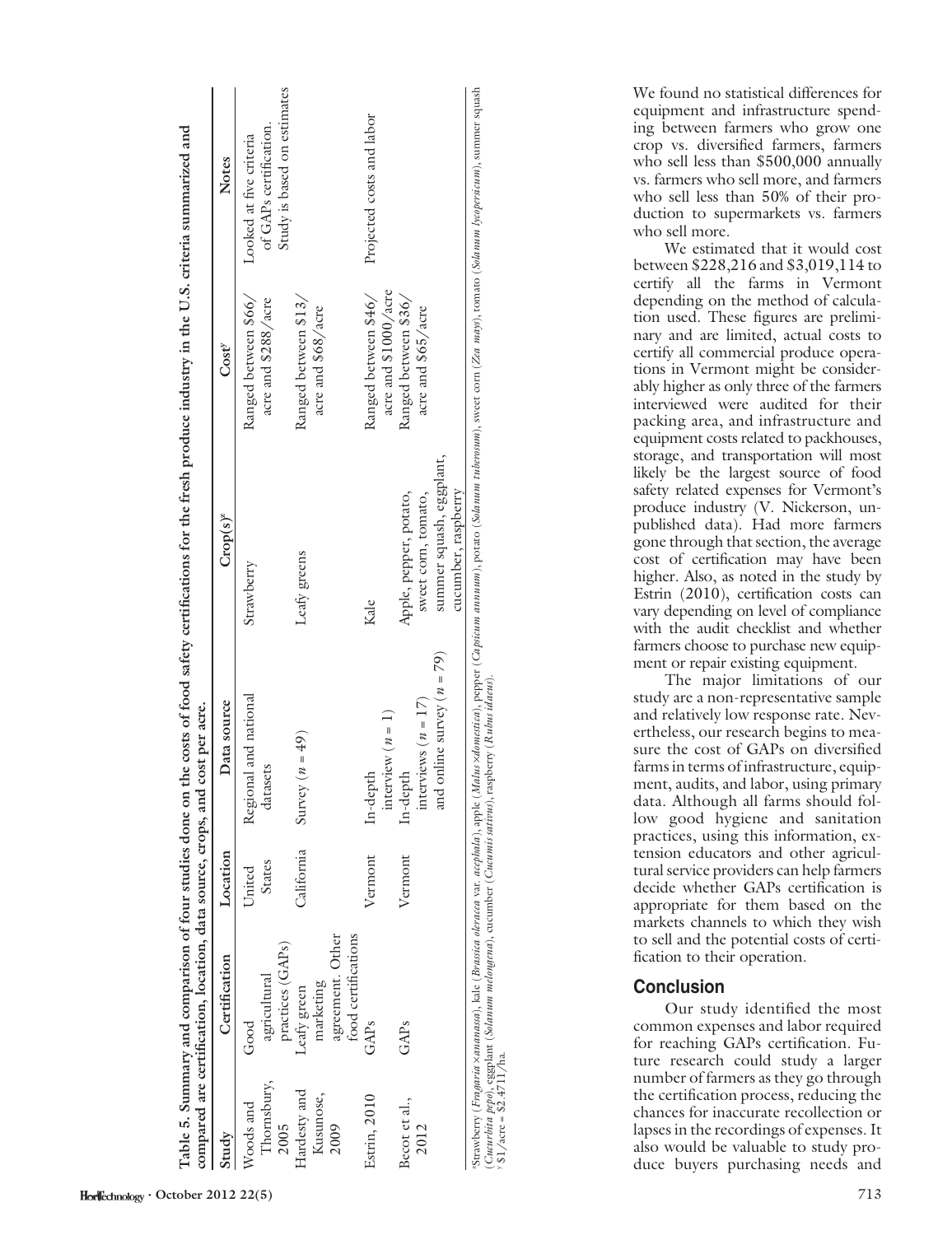Table 5. Summary and comparison of four studies done on the costs of food safety certifications for the fresh produce industry in the U.S. criteria summarized and compared are certification, location, data source, crops, and cost per acre.

| Study | Certification | Location | Data source | Crop(s)[z] | Cost[y] | Notes |
|---|---|---|---|---|---|---|
| Woods and Thornsbury, 2005 | Good agricultural practices (GAPs) | United States | Regional and national datasets | Strawberry | Ranged between $66/acre and $288/acre | Looked at five criteria of GAPs certification. Study is based on estimates |
| Hardesty and Kusunose, 2009 | Leafy green marketing agreement. Other food certifications | California | Survey ($n = 49$) | Leafy greens | Ranged between $13/acre and $68/acre | |
| Estrin, 2010 | GAPs | Vermont | In-depth interview ($n = 1$) | Kale | Ranged between $46/acre and $1000/acre | Projected costs and labor |
| Becot et al., 2012 | GAPs | Vermont | In-depth interviews ($n = 17$) and online survey ($n = 79$) | Apple, pepper, potato, sweet corn, tomato, summer squash, eggplant, cucumber, raspberry | Ranged between $36/acre and $65/acre | |

[z]Strawberry (*Fragaria ×ananassa*), kale (*Brassica oleracea* var. *acephala*), apple (*Malus ×domestica*), pepper (*Capsicum annuum*), potato (*Solanum tuberosum*), sweet corn (*Zea mays*), tomato (*Solanum lycopersicum*), summer squash (*Cucurbita pepo*), eggplant (*Solanum melongena*), cucumber (*Cucumis sativus*), raspberry (*Rubus idaeus*).

[y]$1/acre = $2.4711/ha.

We found no statistical differences for equipment and infrastructure spending between farmers who grow one crop vs. diversified farmers, farmers who sell less than $500,000 annually vs. farmers who sell more, and farmers who sell less than 50% of their production to supermarkets vs. farmers who sell more.

We estimated that it would cost between $228,216 and $3,019,114 to certify all the farms in Vermont depending on the method of calculation used. These figures are preliminary and are limited, actual costs to certify all commercial produce operations in Vermont might be considerably higher as only three of the farmers interviewed were audited for their packing area, and infrastructure and equipment costs related to packhouses, storage, and transportation will most likely be the largest source of food safety related expenses for Vermont's produce industry (V. Nickerson, unpublished data). Had more farmers gone through that section, the average cost of certification may have been higher. Also, as noted in the study by Estrin (2010), certification costs can vary depending on level of compliance with the audit checklist and whether farmers choose to purchase new equipment or repair existing equipment.

The major limitations of our study are a non-representative sample and relatively low response rate. Nevertheless, our research begins to measure the cost of GAPs on diversified farms in terms of infrastructure, equipment, audits, and labor, using primary data. Although all farms should follow good hygiene and sanitation practices, using this information, extension educators and other agricultural service providers can help farmers decide whether GAPs certification is appropriate for them based on the markets channels to which they wish to sell and the potential costs of certification to their operation.

## Conclusion

Our study identified the most common expenses and labor required for reaching GAPs certification. Future research could study a larger number of farmers as they go through the certification process, reducing the chances for inaccurate recollection or lapses in the recordings of expenses. It also would be valuable to study produce buyers purchasing needs and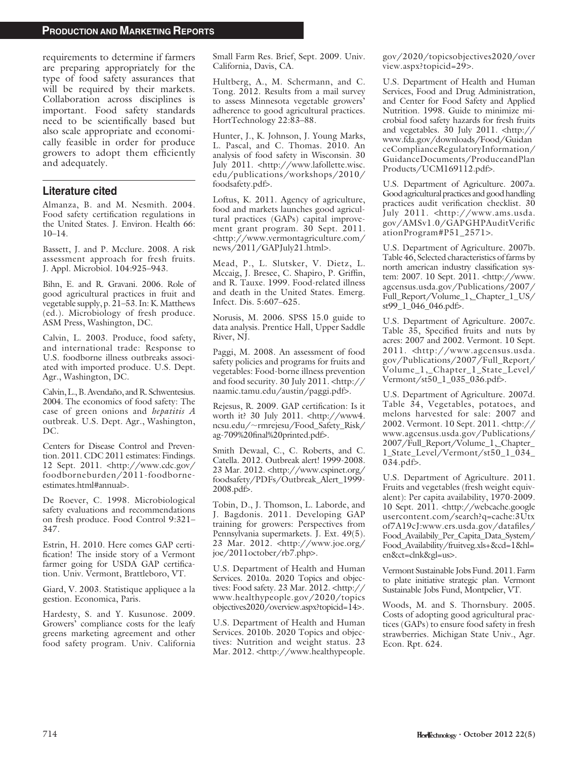requirements to determine if farmers are preparing appropriately for the type of food safety assurances that will be required by their markets. Collaboration across disciplines is important. Food safety standards need to be scientifically based but also scale appropriate and economically feasible in order for produce growers to adopt them efficiently and adequately.

## Literature cited

Almanza, B. and M. Nesmith. 2004. Food safety certification regulations in the United States. J. Environ. Health 66: 10–14.

Bassett, J. and P. Mcclure. 2008. A risk assessment approach for fresh fruits. J. Appl. Microbiol. 104:925–943.

Bihn, E. and R. Gravani. 2006. Role of good agricultural practices in fruit and vegetable supply, p. 21–53. In: K. Matthews (ed.). Microbiology of fresh produce. ASM Press, Washington, DC.

Calvin, L. 2003. Produce, food safety, and international trade: Response to U.S. foodborne illness outbreaks associated with imported produce. U.S. Dept. Agr., Washington, DC.

Calvin, L., B. Avendaño, and R. Schwentesius. 2004. The economics of food safety: The case of green onions and *hepatitis A* outbreak. U.S. Dept. Agr., Washington, DC.

Centers for Disease Control and Prevention. 2011. CDC 2011 estimates: Findings. 12 Sept. 2011. <http://www.cdc.gov/foodborneburden/2011-foodborne-estimates.html#annual>.

De Roever, C. 1998. Microbiological safety evaluations and recommendations on fresh produce. Food Control 9:321–347.

Estrin, H. 2010. Here comes GAP certification! The inside story of a Vermont farmer going for USDA GAP certification. Univ. Vermont, Brattleboro, VT.

Giard, V. 2003. Statistique appliquee a la gestion. Economica, Paris.

Hardesty, S. and Y. Kusunose. 2009. Growers' compliance costs for the leafy greens marketing agreement and other food safety program. Univ. California Small Farm Res. Brief, Sept. 2009. Univ. California, Davis, CA.

Hultberg, A., M. Schermann, and C. Tong. 2012. Results from a mail survey to assess Minnesota vegetable growers' adherence to good agricultural practices. HortTechnology 22:83–88.

Hunter, J., K. Johnson, J. Young Marks, L. Pascal, and C. Thomas. 2010. An analysis of food safety in Wisconsin. 30 July 2011. <http://www.lafollette.wisc.edu/publications/workshops/2010/foodsafety.pdf>.

Loftus, K. 2011. Agency of agriculture, food and markets launches good agricultural practices (GAPs) capital improvement grant program. 30 Sept. 2011. <http://www.vermontagriculture.com/news/2011/GAPJuly21.html>.

Mead, P., L. Slutsker, V. Dietz, L. Mccaig, J. Bresee, C. Shapiro, P. Griffin, and R. Tauxe. 1999. Food-related illness and death in the United States. Emerg. Infect. Dis. 5:607–625.

Norusis, M. 2006. SPSS 15.0 guide to data analysis. Prentice Hall, Upper Saddle River, NJ.

Paggi, M. 2008. An assessment of food safety policies and programs for fruits and vegetables: Food-borne illness prevention and food security. 30 July 2011. <http://naamic.tamu.edu/austin/paggi.pdf>.

Rejesus, R. 2009. GAP certification: Is it worth it? 30 July 2011. <http://www4.ncsu.edu/~rmrejesu/Food_Safety_Risk/ag-709%20final%20printed.pdf>.

Smith Dewaal, C., C. Roberts, and C. Catella. 2012. Outbreak alert! 1999-2008. 23 Mar. 2012. <http://www.cspinet.org/foodsafety/PDFs/Outbreak_Alert_1999-2008.pdf>.

Tobin, D., J. Thomson, L. Laborde, and J. Bagdonis. 2011. Developing GAP training for growers: Perspectives from Pennsylvania supermarkets. J. Ext. 49(5). 23 Mar. 2012. <http://www.joe.org/joe/2011october/rb7.php>.

U.S. Department of Health and Human Services. 2010a. 2020 Topics and objectives: Food safety. 23 Mar. 2012. <http://www.healthypeople.gov/2020/topicsobjectives2020/overview.aspx?topicid=14>.

U.S. Department of Health and Human Services. 2010b. 2020 Topics and objectives: Nutrition and weight status. 23 Mar. 2012. <http://www.healthypeople.gov/2020/topicsobjectives2020/overview.aspx?topicid=29>.

U.S. Department of Health and Human Services, Food and Drug Administration, and Center for Food Safety and Applied Nutrition. 1998. Guide to minimize microbial food safety hazards for fresh fruits and vegetables. 30 July 2011. <http://www.fda.gov/downloads/Food/GuidanceComplianceRegulatoryInformation/GuidanceDocuments/ProduceandPlanProducts/UCM169112.pdf>.

U.S. Department of Agriculture. 2007a. Good agricultural practices and good handling practices audit verification checklist. 30 July 2011. <http://www.ams.usda.gov/AMSv1.0/GAPGHPAuditVerificationProgram#P51_2571>.

U.S. Department of Agriculture. 2007b. Table 46, Selected characteristics of farms by north american industry classification system: 2007. 10 Sept. 2011. <http://www.agcensus.usda.gov/Publications/2007/Full_Report/Volume_1,_Chapter_1_US/st99_1_046_046.pdf>.

U.S. Department of Agriculture. 2007c. Table 35, Specified fruits and nuts by acres: 2007 and 2002. Vermont. 10 Sept. 2011. <http://www.agcensus.usda.gov/Publications/2007/Full_Report/Volume_1,_Chapter_1_State_Level/Vermont/st50_1_035_036.pdf>.

U.S. Department of Agriculture. 2007d. Table 34, Vegetables, potatoes, and melons harvested for sale: 2007 and 2002. Vermont. 10 Sept. 2011. <http://www.agcensus.usda.gov/Publications/2007/Full_Report/Volume_1,_Chapter_1_State_Level/Vermont/st50_1_034_034.pdf>.

U.S. Department of Agriculture. 2011. Fruits and vegetables (fresh weight equivalent): Per capita availability, 1970-2009. 10 Sept. 2011. <http://webcache.googleusercontent.com/search?q=cache:3Utxof7A19cJ:www.ers.usda.gov/datafiles/Food_Availabily_Per_Capita_Data_System/Food_Availability/fruitveg.xls+&cd=1&hl=en&ct=clnk&gl=us>.

Vermont Sustainable Jobs Fund. 2011. Farm to plate initiative strategic plan. Vermont Sustainable Jobs Fund, Montpelier, VT.

Woods, M. and S. Thornsbury. 2005. Costs of adopting good agricultural practices (GAPs) to ensure food safety in fresh strawberries. Michigan State Univ., Agr. Econ. Rpt. 624.